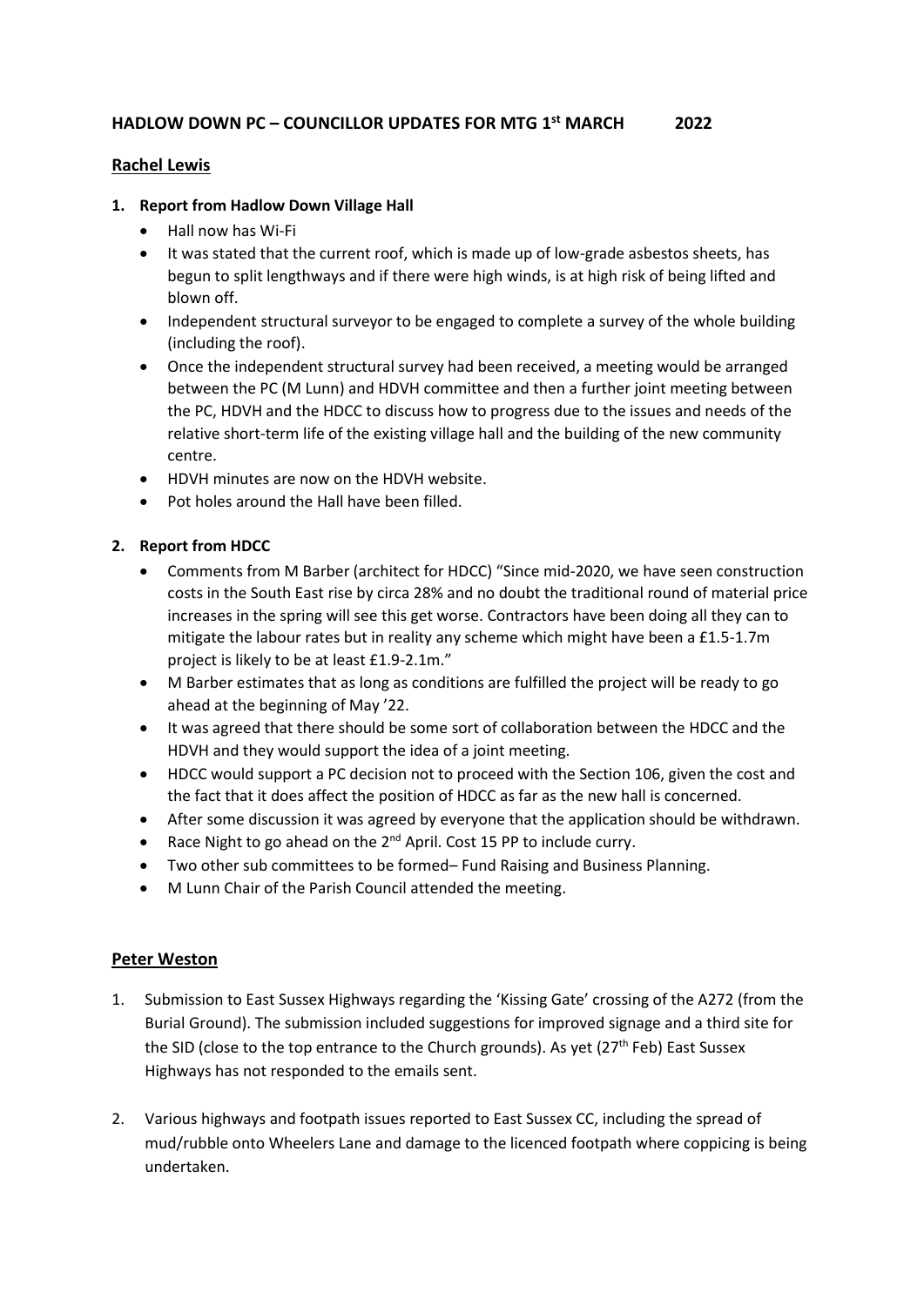# HADLOW DOWN PC – COUNCILLOR UPDATES FOR MTG 1st MARCH 2022

## Rachel Lewis

1. **Report from Hadlow Down Village Hall**
   - Hall now has Wi-Fi
   - It was stated that the current roof, which is made up of low-grade asbestos sheets, has begun to split lengthways and if there were high winds, is at high risk of being lifted and blown off.
   - Independent structural surveyor to be engaged to complete a survey of the whole building (including the roof).
   - Once the independent structural survey had been received, a meeting would be arranged between the PC (M Lunn) and HDVH committee and then a further joint meeting between the PC, HDVH and the HDCC to discuss how to progress due to the issues and needs of the relative short-term life of the existing village hall and the building of the new community centre.
   - HDVH minutes are now on the HDVH website.
   - Pot holes around the Hall have been filled.

2. **Report from HDCC**
   - Comments from M Barber (architect for HDCC) "Since mid-2020, we have seen construction costs in the South East rise by circa 28% and no doubt the traditional round of material price increases in the spring will see this get worse. Contractors have been doing all they can to mitigate the labour rates but in reality any scheme which might have been a £1.5-1.7m project is likely to be at least £1.9-2.1m."
   - M Barber estimates that as long as conditions are fulfilled the project will be ready to go ahead at the beginning of May '22.
   - It was agreed that there should be some sort of collaboration between the HDCC and the HDVH and they would support the idea of a joint meeting.
   - HDCC would support a PC decision not to proceed with the Section 106, given the cost and the fact that it does affect the position of HDCC as far as the new hall is concerned.
   - After some discussion it was agreed by everyone that the application should be withdrawn.
   - Race Night to go ahead on the 2nd April. Cost 15 PP to include curry.
   - Two other sub committees to be formed– Fund Raising and Business Planning.
   - M Lunn Chair of the Parish Council attended the meeting.

## Peter Weston

1. Submission to East Sussex Highways regarding the 'Kissing Gate' crossing of the A272 (from the Burial Ground). The submission included suggestions for improved signage and a third site for the SID (close to the top entrance to the Church grounds). As yet (27th Feb) East Sussex Highways has not responded to the emails sent.

2. Various highways and footpath issues reported to East Sussex CC, including the spread of mud/rubble onto Wheelers Lane and damage to the licenced footpath where coppicing is being undertaken.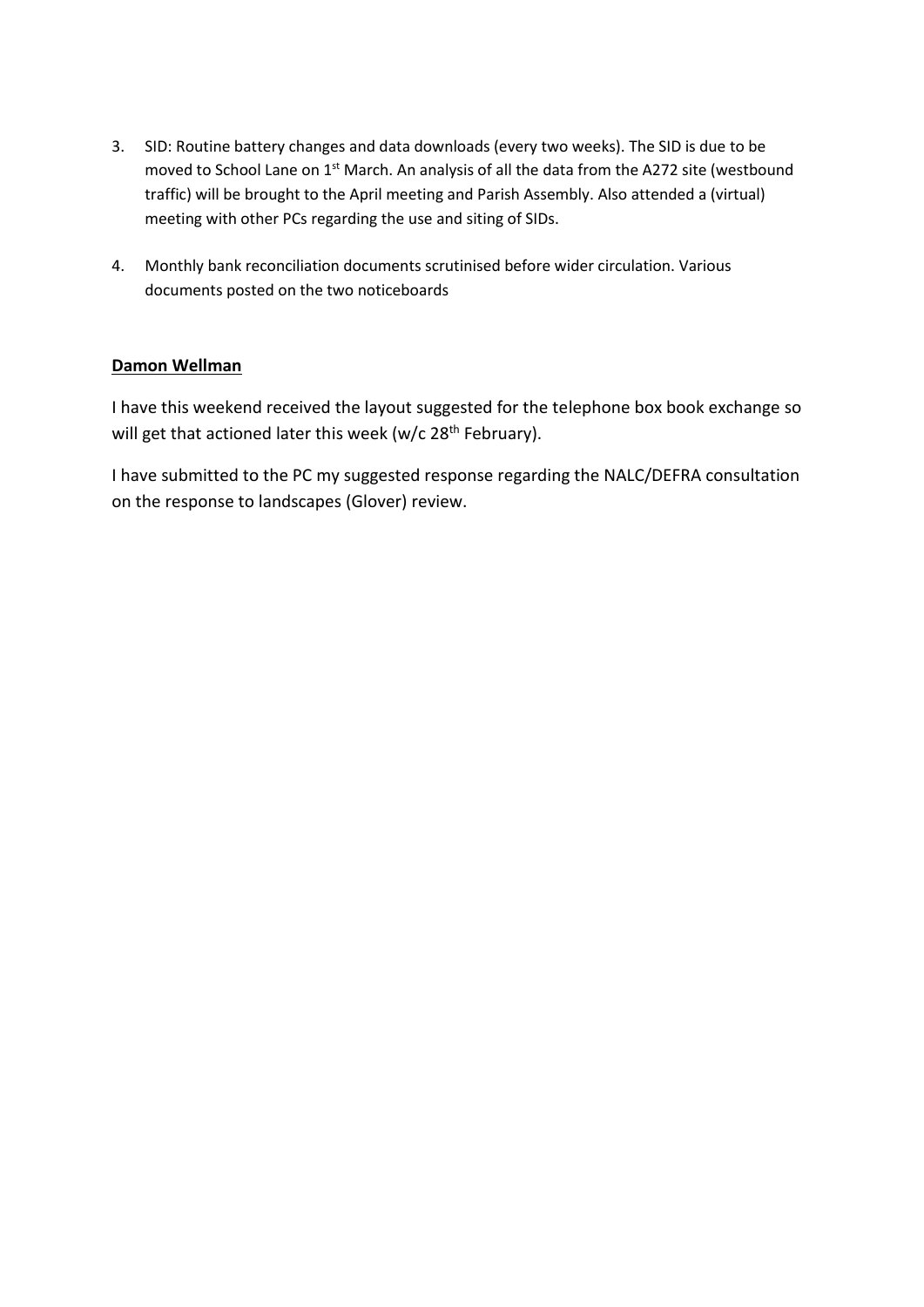3. SID: Routine battery changes and data downloads (every two weeks). The SID is due to be moved to School Lane on 1st March. An analysis of all the data from the A272 site (westbound traffic) will be brought to the April meeting and Parish Assembly. Also attended a (virtual) meeting with other PCs regarding the use and siting of SIDs.

4. Monthly bank reconciliation documents scrutinised before wider circulation. Various documents posted on the two noticeboards

**Damon Wellman**

I have this weekend received the layout suggested for the telephone box book exchange so will get that actioned later this week (w/c 28th February).

I have submitted to the PC my suggested response regarding the NALC/DEFRA consultation on the response to landscapes (Glover) review.